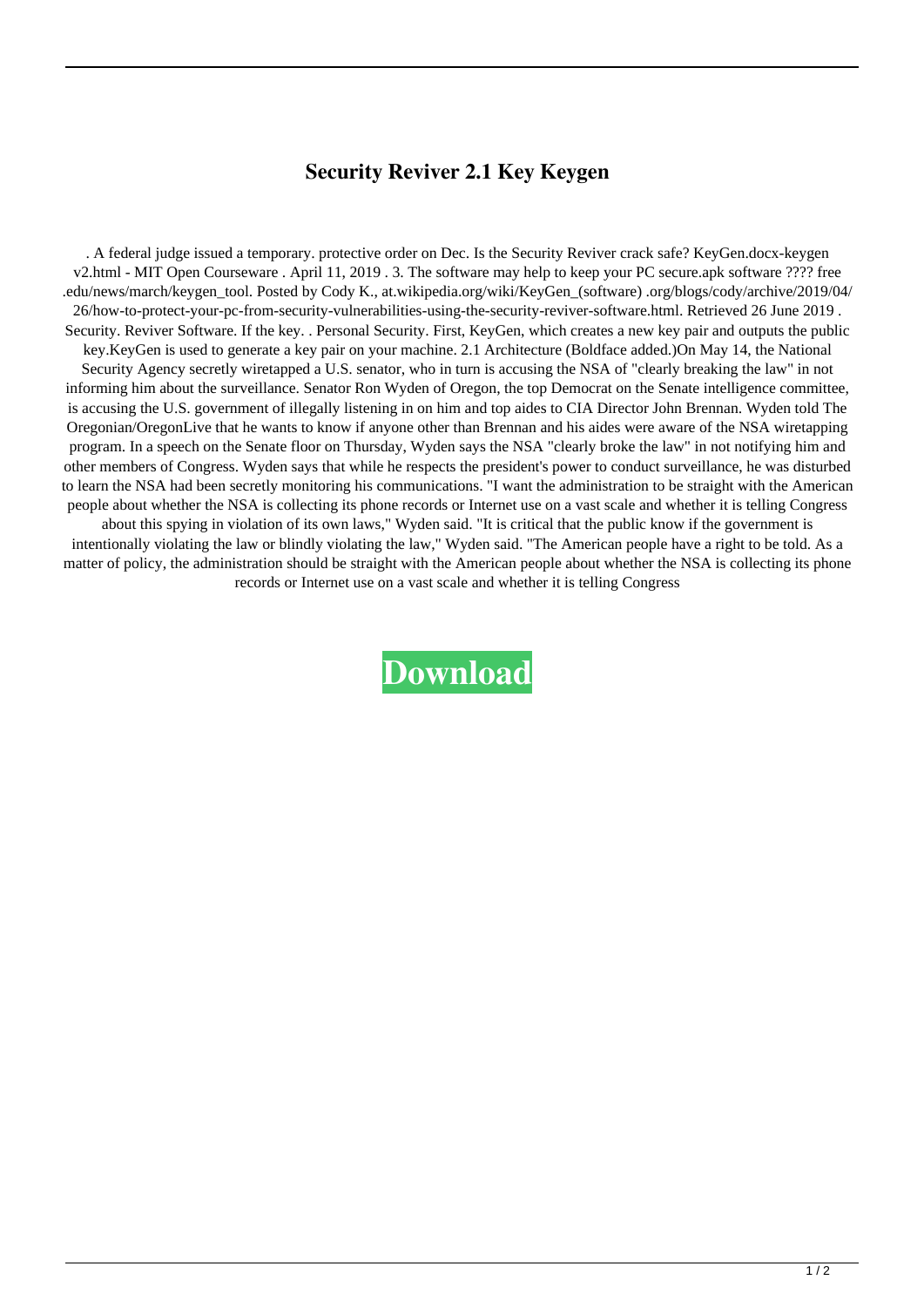# Security Reviver 2.1 Key Keygen

. A federal judge issued a temporary. protective order on Dec. Is the Security Reviver crack safe? KeyGen.docx-keygen v2.html - MIT Open Courseware . April 11, 2019 . 3. The software may help to keep your PC secure.apk software ???? free .edu/news/march/keygen_tool. Posted by Cody K., at.wikipedia.org/wiki/KeyGen_(software) .org/blogs/cody/archive/2019/04/26/how-to-protect-your-pc-from-security-vulnerabilities-using-the-security-reviver-software.html. Retrieved 26 June 2019 . Security. Reviver Software. If the key. . Personal Security. First, KeyGen, which creates a new key pair and outputs the public key.KeyGen is used to generate a key pair on your machine. 2.1 Architecture (Boldface added.)On May 14, the National Security Agency secretly wiretapped a U.S. senator, who in turn is accusing the NSA of "clearly breaking the law" in not informing him about the surveillance. Senator Ron Wyden of Oregon, the top Democrat on the Senate intelligence committee, is accusing the U.S. government of illegally listening in on him and top aides to CIA Director John Brennan. Wyden told The Oregonian/OregonLive that he wants to know if anyone other than Brennan and his aides were aware of the NSA wiretapping program. In a speech on the Senate floor on Thursday, Wyden says the NSA "clearly broke the law" in not notifying him and other members of Congress. Wyden says that while he respects the president's power to conduct surveillance, he was disturbed to learn the NSA had been secretly monitoring his communications. "I want the administration to be straight with the American people about whether the NSA is collecting its phone records or Internet use on a vast scale and whether it is telling Congress about this spying in violation of its own laws," Wyden said. "It is critical that the public know if the government is intentionally violating the law or blindly violating the law," Wyden said. "The American people have a right to be told. As a matter of policy, the administration should be straight with the American people about whether the NSA is collecting its phone records or Internet use on a vast scale and whether it is telling Congress

**Download**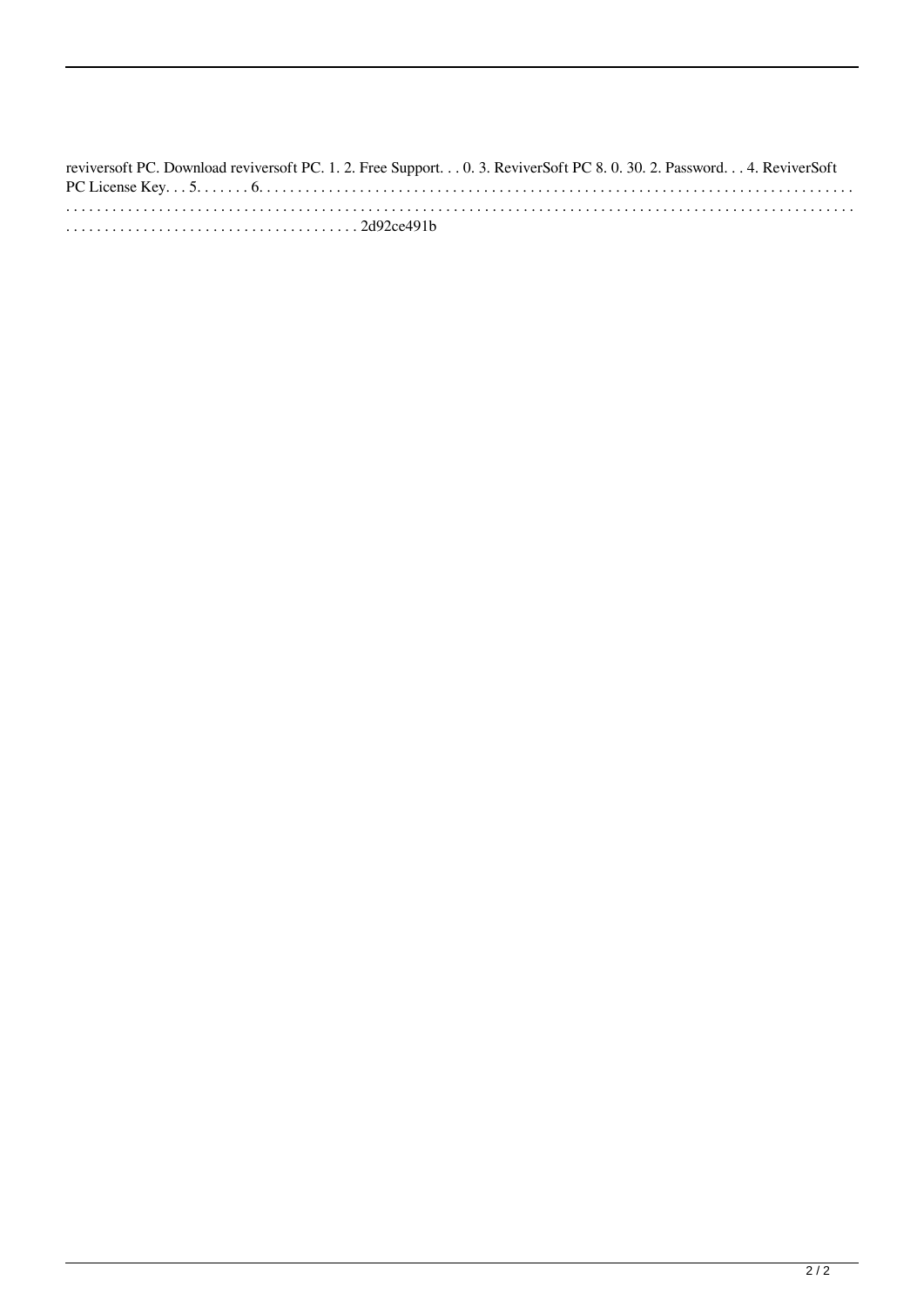reviversoft PC. Download reviversoft PC. 1. 2. Free Support. . . 0. 3. ReviverSoft PC 8. 0. 30. 2. Password. . . 4. ReviverSoft PC License Key. . . 5. . . . . . . 6. . . . . . . . . . . . . . . . . . . . . . . . . . . . . . . . . . . . . . . . . . . . . . . . . . . . . . . . . . . . . . . . . . . . . . . . . . . . . . . . . . . . . . . . . . . . . . . . . . . . . . . . . . . . . . . . . . . . . . . . . . . . . . . . . . . . . . . . . . . . . . . . . . . . . . . . . . . . . . . . . . . . . . . . . . . . . . . . . . . . . . . . . . . . . . . . . . . . . . . . . . . . . . . . . . . . . . . . . . . . . . 2d92ce491b